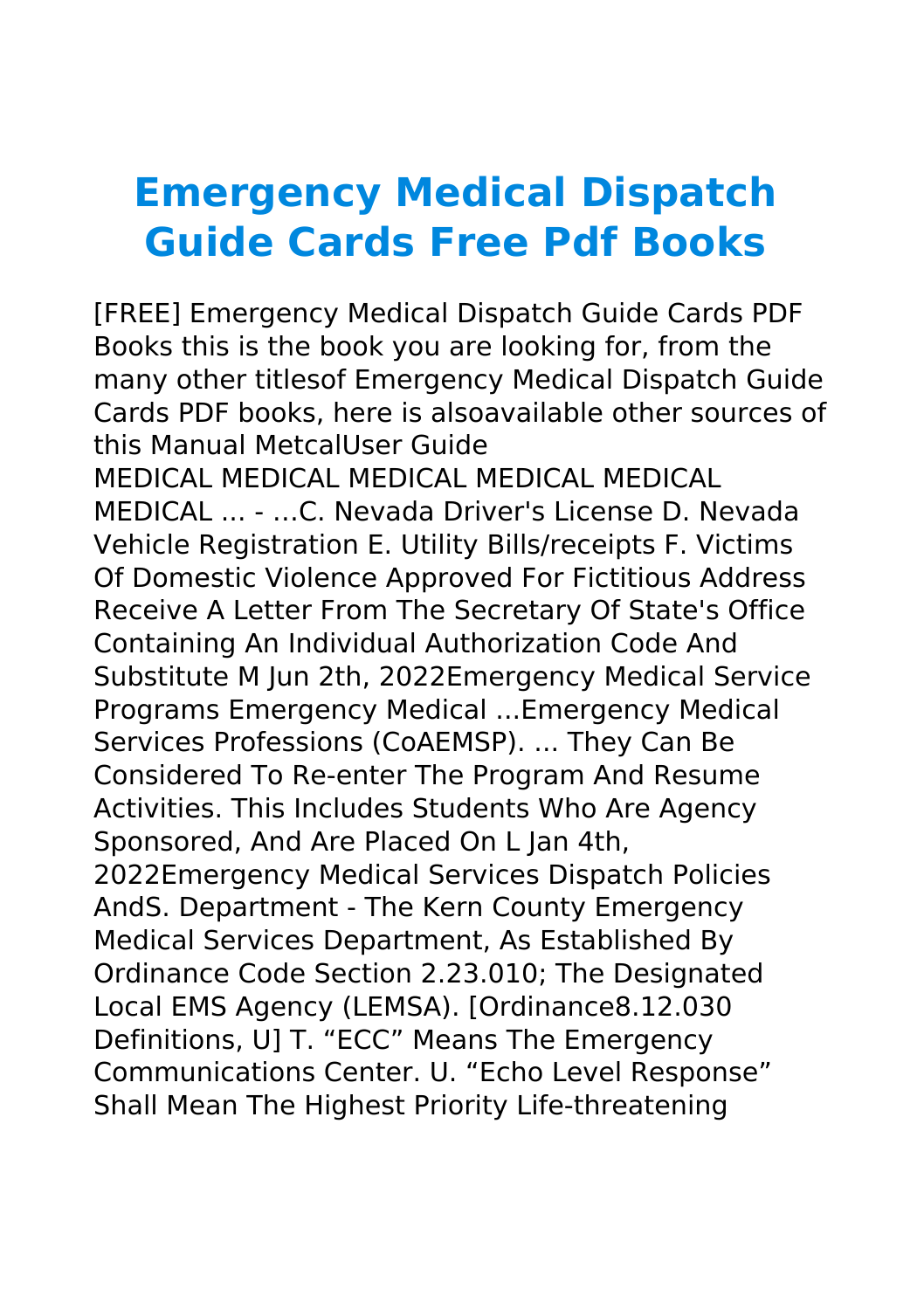# Emergency Medical Dispatch Guide Cards Free Pdf Books

[FREE] Emergency Medical Dispatch Guide Cards PDF Books this is the book you are looking for, from the many other titlesof Emergency Medical Dispatch Guide Cards PDF books, here is alsoavailable other sources of this Manual MetcalUser Guide

MEDICAL MEDICAL MEDICAL MEDICAL MEDICAL MEDICAL ... - ...C. Nevada Driver's License D. Nevada Vehicle Registration E. Utility Bills/receipts F. Victims Of Domestic Violence Approved For Fictitious Address Receive A Letter From The Secretary Of State's Office Containing An Individual Authorization Code And Substitute M Jun 2th, 2022Emergency Medical Service Programs Emergency Medical ...Emergency Medical Services Professions (CoAEMSP). ... They Can Be Considered To Re-enter The Program And Resume Activities. This Includes Students Who Are Agency Sponsored, And Are Placed On L Jan 4th, 2022Emergency Medical Services Dispatch Policies AndS. Department - The Kern County Emergency Medical Services Department, As Established By Ordinance Code Section 2.23.010; The Designated Local EMS Agency (LEMSA). [Ordinance8.12.030 Definitions, U] T. "ECC" Means The Emergency Communications Center. U. "Echo Level Response" Shall Mean The Highest Priority Life-threatening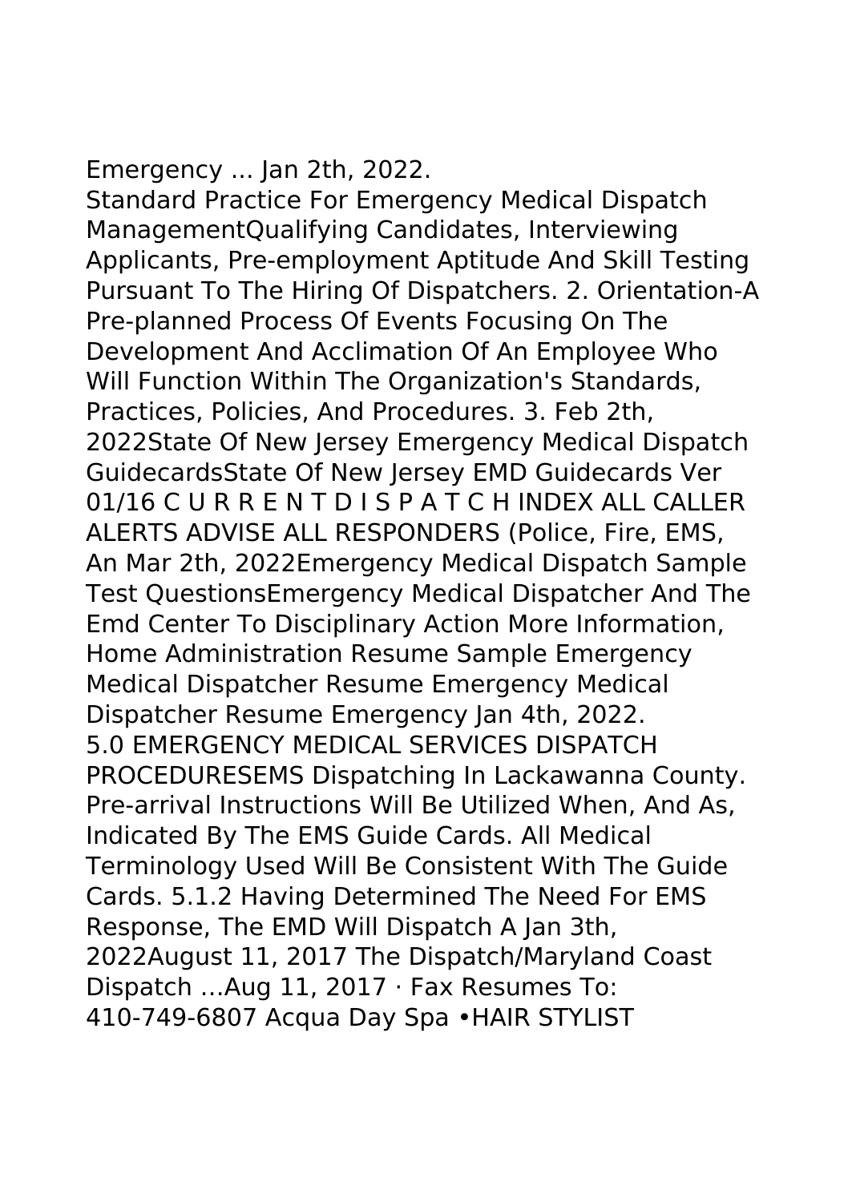Emergency ... Jan 2th, 2022.
Standard Practice For Emergency Medical Dispatch ManagementQualifying Candidates, Interviewing Applicants, Pre-employment Aptitude And Skill Testing Pursuant To The Hiring Of Dispatchers. 2. Orientation-A Pre-planned Process Of Events Focusing On The Development And Acclimation Of An Employee Who Will Function Within The Organization's Standards, Practices, Policies, And Procedures. 3. Feb 2th, 2022State Of New Jersey Emergency Medical Dispatch GuidecardsState Of New Jersey EMD Guidecards Ver 01/16 C U R R E N T D I S P A T C H INDEX ALL CALLER ALERTS ADVISE ALL RESPONDERS (Police, Fire, EMS, An Mar 2th, 2022Emergency Medical Dispatch Sample Test QuestionsEmergency Medical Dispatcher And The Emd Center To Disciplinary Action More Information, Home Administration Resume Sample Emergency Medical Dispatcher Resume Emergency Medical Dispatcher Resume Emergency Jan 4th, 2022.
5.0 EMERGENCY MEDICAL SERVICES DISPATCH PROCEDURESEMS Dispatching In Lackawanna County. Pre-arrival Instructions Will Be Utilized When, And As, Indicated By The EMS Guide Cards. All Medical Terminology Used Will Be Consistent With The Guide Cards. 5.1.2 Having Determined The Need For EMS Response, The EMD Will Dispatch A Jan 3th, 2022August 11, 2017 The Dispatch/Maryland Coast Dispatch …Aug 11, 2017 · Fax Resumes To: 410-749-6807 Acqua Day Spa •HAIR STYLIST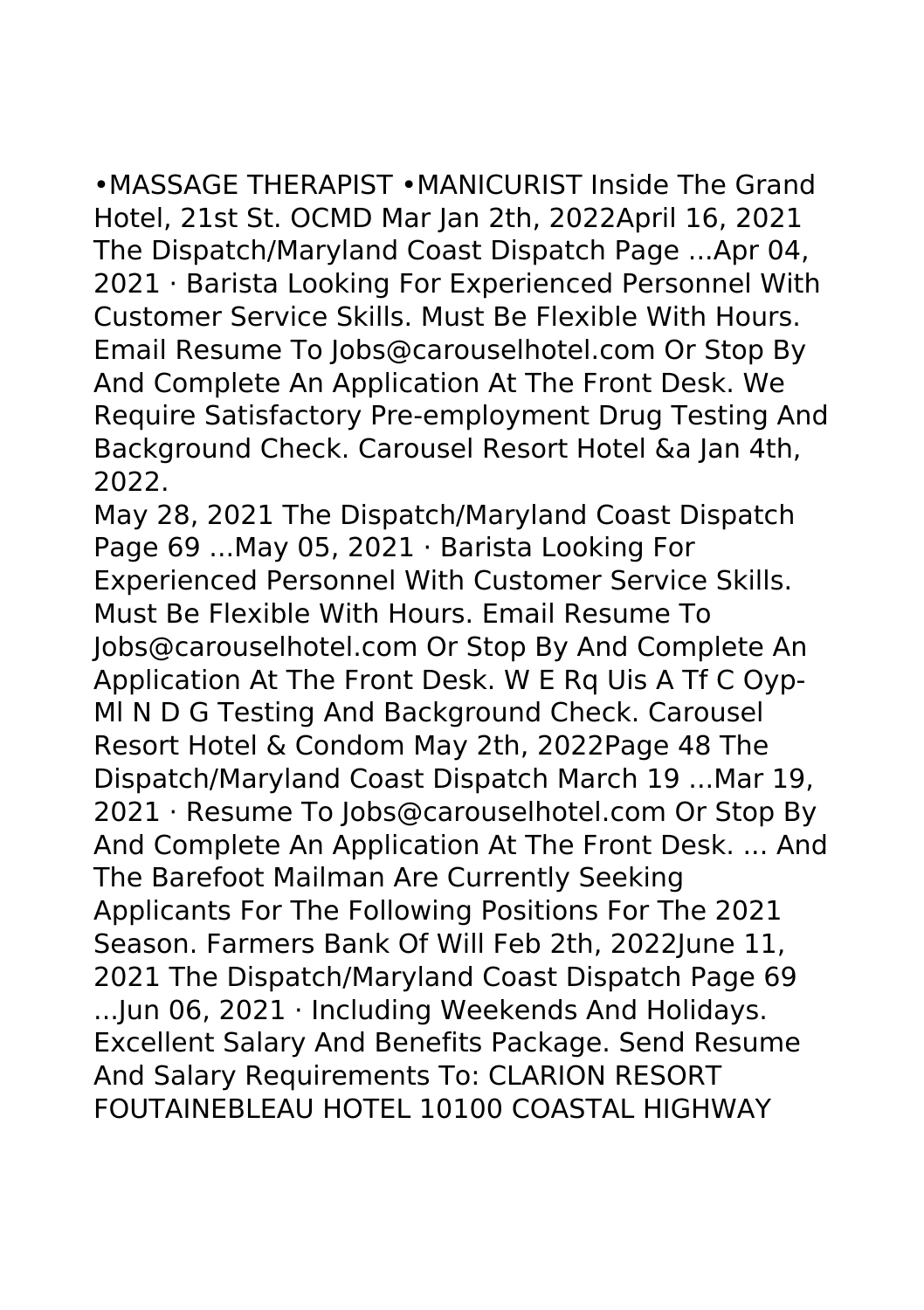•MASSAGE THERAPIST •MANICURIST Inside The Grand Hotel, 21st St. OCMD Mar Jan 2th, 2022April 16, 2021 The Dispatch/Maryland Coast Dispatch Page ...Apr 04, 2021 · Barista Looking For Experienced Personnel With Customer Service Skills. Must Be Flexible With Hours. Email Resume To Jobs@carouselhotel.com Or Stop By And Complete An Application At The Front Desk. We Require Satisfactory Pre-employment Drug Testing And Background Check. Carousel Resort Hotel &a Jan 4th, 2022.

May 28, 2021 The Dispatch/Maryland Coast Dispatch Page 69 ...May 05, 2021 · Barista Looking For Experienced Personnel With Customer Service Skills. Must Be Flexible With Hours. Email Resume To Jobs@carouselhotel.com Or Stop By And Complete An Application At The Front Desk. W E Rq Uis A Tf C Oyp-Ml N D G Testing And Background Check. Carousel Resort Hotel & Condom May 2th, 2022Page 48 The Dispatch/Maryland Coast Dispatch March 19 ...Mar 19, 2021 · Resume To Jobs@carouselhotel.com Or Stop By And Complete An Application At The Front Desk. ... And The Barefoot Mailman Are Currently Seeking Applicants For The Following Positions For The 2021 Season. Farmers Bank Of Will Feb 2th, 2022June 11, 2021 The Dispatch/Maryland Coast Dispatch Page 69 ...Jun 06, 2021 · Including Weekends And Holidays. Excellent Salary And Benefits Package. Send Resume And Salary Requirements To: CLARION RESORT FOUTAINEBLEAU HOTEL 10100 COASTAL HIGHWAY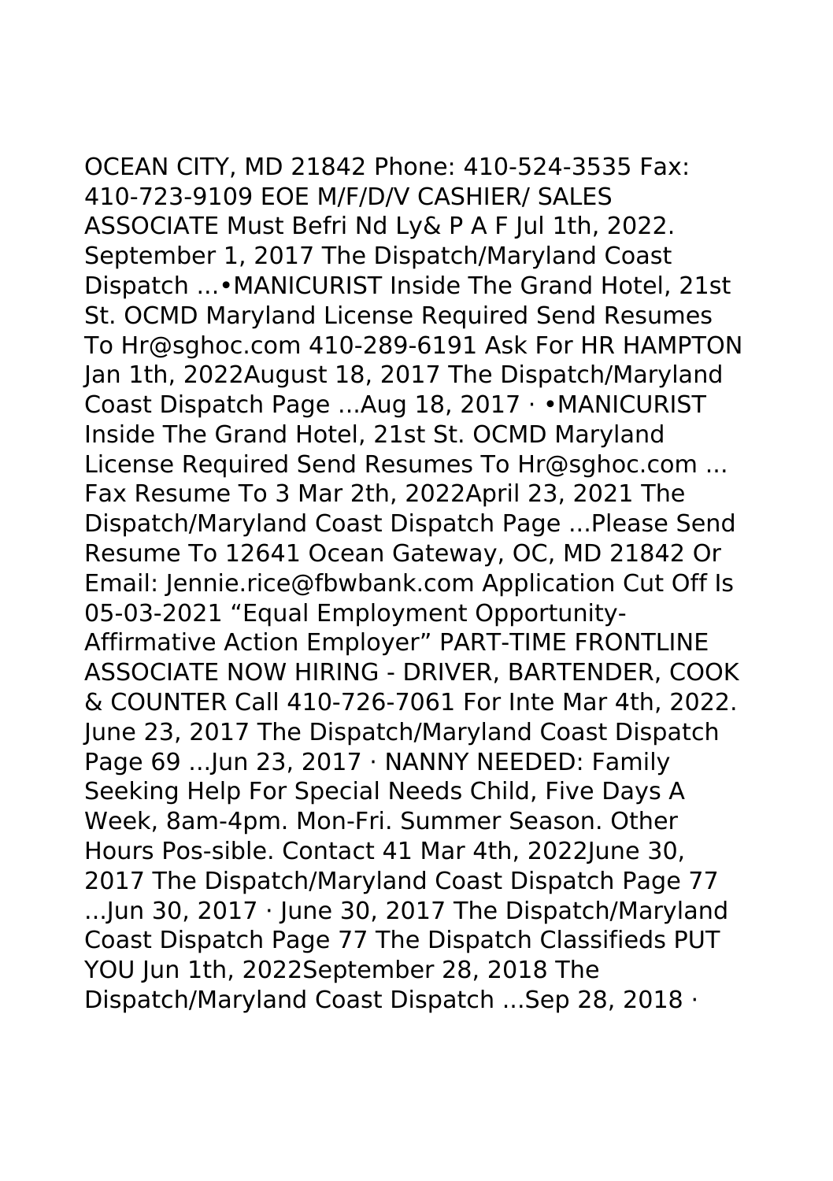OCEAN CITY, MD 21842 Phone: 410-524-3535 Fax: 410-723-9109 EOE M/F/D/V CASHIER/ SALES ASSOCIATE Must Befri Nd Ly& P A F Jul 1th, 2022. September 1, 2017 The Dispatch/Maryland Coast Dispatch ...•MANICURIST Inside The Grand Hotel, 21st St. OCMD Maryland License Required Send Resumes To Hr@sghoc.com 410-289-6191 Ask For HR HAMPTON Jan 1th, 2022August 18, 2017 The Dispatch/Maryland Coast Dispatch Page ...Aug 18, 2017 · •MANICURIST Inside The Grand Hotel, 21st St. OCMD Maryland License Required Send Resumes To Hr@sghoc.com ... Fax Resume To 3 Mar 2th, 2022April 23, 2021 The Dispatch/Maryland Coast Dispatch Page ...Please Send Resume To 12641 Ocean Gateway, OC, MD 21842 Or Email: Jennie.rice@fbwbank.com Application Cut Off Is 05-03-2021 "Equal Employment Opportunity-Affirmative Action Employer" PART-TIME FRONTLINE ASSOCIATE NOW HIRING - DRIVER, BARTENDER, COOK & COUNTER Call 410-726-7061 For Inte Mar 4th, 2022. June 23, 2017 The Dispatch/Maryland Coast Dispatch Page 69 ...Jun 23, 2017 · NANNY NEEDED: Family Seeking Help For Special Needs Child, Five Days A Week, 8am-4pm. Mon-Fri. Summer Season. Other Hours Pos-sible. Contact 41 Mar 4th, 2022June 30, 2017 The Dispatch/Maryland Coast Dispatch Page 77 ...Jun 30, 2017 · June 30, 2017 The Dispatch/Maryland Coast Dispatch Page 77 The Dispatch Classifieds PUT YOU Jun 1th, 2022September 28, 2018 The Dispatch/Maryland Coast Dispatch ...Sep 28, 2018 ·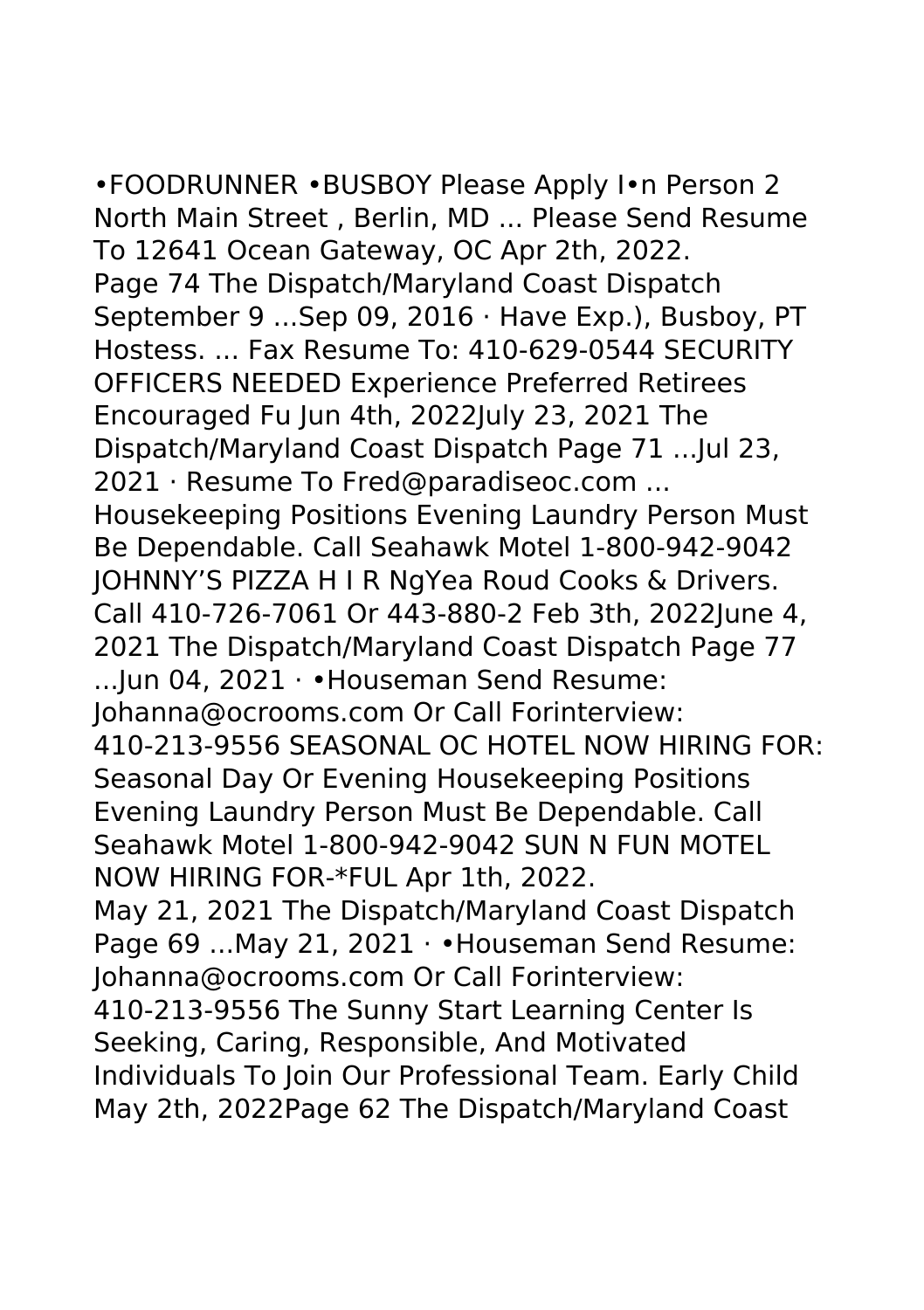•FOODRUNNER •BUSBOY Please Apply I•n Person 2 North Main Street , Berlin, MD ... Please Send Resume To 12641 Ocean Gateway, OC Apr 2th, 2022.
Page 74 The Dispatch/Maryland Coast Dispatch September 9 ...Sep 09, 2016 · Have Exp.), Busboy, PT Hostess. ... Fax Resume To: 410-629-0544 SECURITY OFFICERS NEEDED Experience Preferred Retirees Encouraged Fu Jun 4th, 2022July 23, 2021 The Dispatch/Maryland Coast Dispatch Page 71 ...Jul 23, 2021 · Resume To Fred@paradiseoc.com ... Housekeeping Positions Evening Laundry Person Must Be Dependable. Call Seahawk Motel 1-800-942-9042 JOHNNY'S PIZZA H I R NgYea Roud Cooks & Drivers. Call 410-726-7061 Or 443-880-2 Feb 3th, 2022June 4, 2021 The Dispatch/Maryland Coast Dispatch Page 77 ...Jun 04, 2021 · •Houseman Send Resume: Johanna@ocrooms.com Or Call Forinterview: 410-213-9556 SEASONAL OC HOTEL NOW HIRING FOR: Seasonal Day Or Evening Housekeeping Positions Evening Laundry Person Must Be Dependable. Call Seahawk Motel 1-800-942-9042 SUN N FUN MOTEL NOW HIRING FOR-*FUL Apr 1th, 2022.
May 21, 2021 The Dispatch/Maryland Coast Dispatch Page 69 ...May 21, 2021 · •Houseman Send Resume: Johanna@ocrooms.com Or Call Forinterview: 410-213-9556 The Sunny Start Learning Center Is Seeking, Caring, Responsible, And Motivated Individuals To Join Our Professional Team. Early Child May 2th, 2022Page 62 The Dispatch/Maryland Coast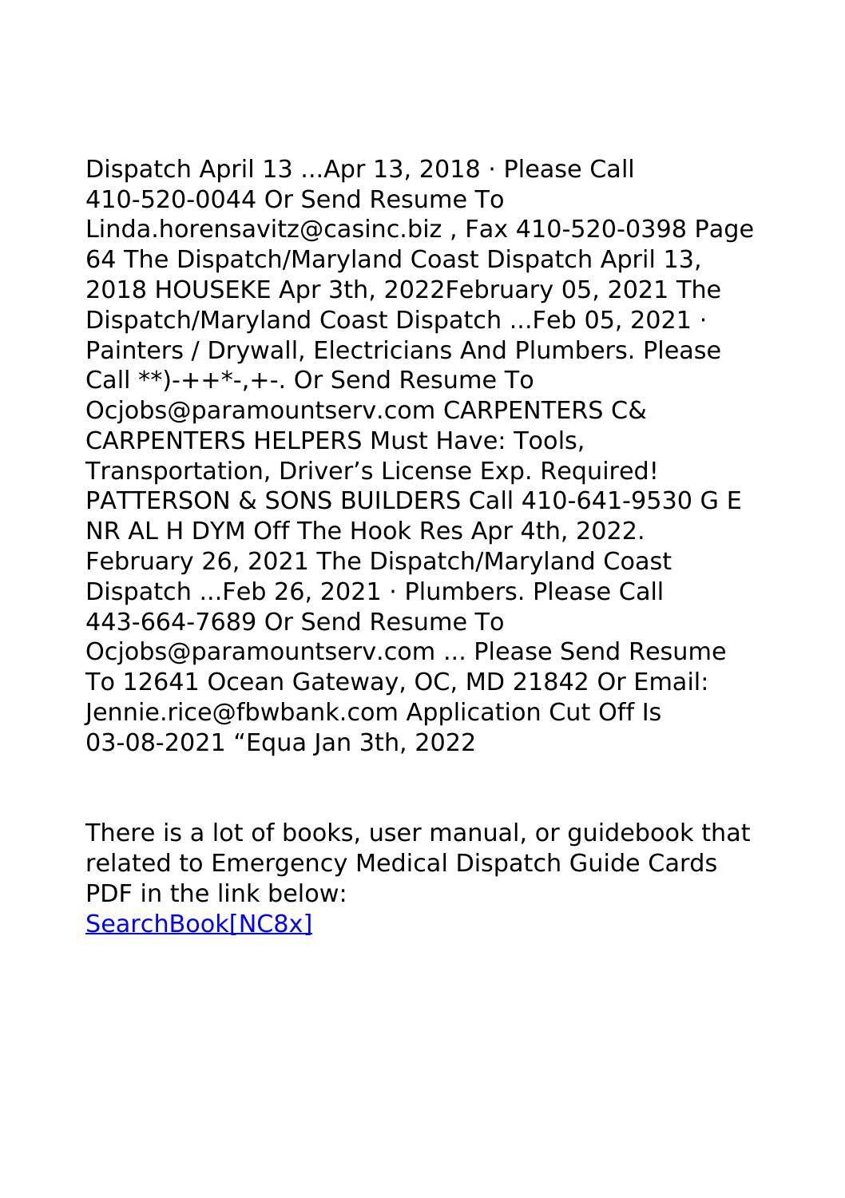Dispatch April 13 ...Apr 13, 2018 · Please Call 410-520-0044 Or Send Resume To Linda.horensavitz@casinc.biz , Fax 410-520-0398 Page 64 The Dispatch/Maryland Coast Dispatch April 13, 2018 HOUSEKE Apr 3th, 2022February 05, 2021 The Dispatch/Maryland Coast Dispatch ...Feb 05, 2021 · Painters / Drywall, Electricians And Plumbers. Please Call **)-++*-,+-. Or Send Resume To Ocjobs@paramountserv.com CARPENTERS C& CARPENTERS HELPERS Must Have: Tools, Transportation, Driver's License Exp. Required! PATTERSON & SONS BUILDERS Call 410-641-9530 G E NR AL H DYM Off The Hook Res Apr 4th, 2022. February 26, 2021 The Dispatch/Maryland Coast Dispatch ...Feb 26, 2021 · Plumbers. Please Call 443-664-7689 Or Send Resume To Ocjobs@paramountserv.com ... Please Send Resume To 12641 Ocean Gateway, OC, MD 21842 Or Email: Jennie.rice@fbwbank.com Application Cut Off Is 03-08-2021 "Equa Jan 3th, 2022

There is a lot of books, user manual, or guidebook that related to Emergency Medical Dispatch Guide Cards PDF in the link below:
SearchBook[NC8x]